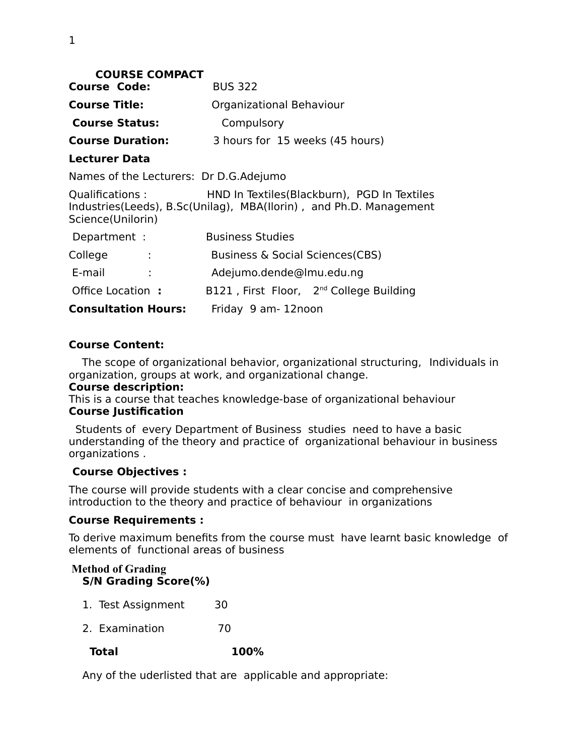# COURSE COMPACT

**Course Code:** BUS 322

**Course Title:** Organizational Behaviour

**Course Status:** Compulsory

**Course Duration:** 3 hours for 15 weeks (45 hours)

**Lecturer Data**

Names of the Lecturers: Dr D.G.Adejumo

Qualifications : HND In Textiles(Blackburn), PGD In Textiles Industries(Leeds), B.Sc(Unilag), MBA(Ilorin) , and Ph.D. Management Science(Unilorin)

Department : Business Studies

College : Business & Social Sciences(CBS)

E-mail : Adejumo.dende@lmu.edu.ng

Office Location **:** B121 , First Floor, 2nd College Building

**Consultation Hours:** Friday 9 am- 12noon

**Course Content:**

The scope of organizational behavior, organizational structuring, Individuals in organization, groups at work, and organizational change.

**Course description:**

This is a course that teaches knowledge-base of organizational behaviour

**Course Justification**

Students of every Department of Business studies need to have a basic understanding of the theory and practice of organizational behaviour in business organizations .

**Course Objectives :**

The course will provide students with a clear concise and comprehensive introduction to the theory and practice of behaviour in organizations

**Course Requirements :**

To derive maximum benefits from the course must have learnt basic knowledge of elements of functional areas of business

**Method of Grading**

| S/N | Grading | Score(%) |
|---|---|---|
| 1. | Test Assignment | 30 |
| 2. | Examination | 70 |
| | **Total** | **100%** |

Any of the uderlisted that are applicable and appropriate: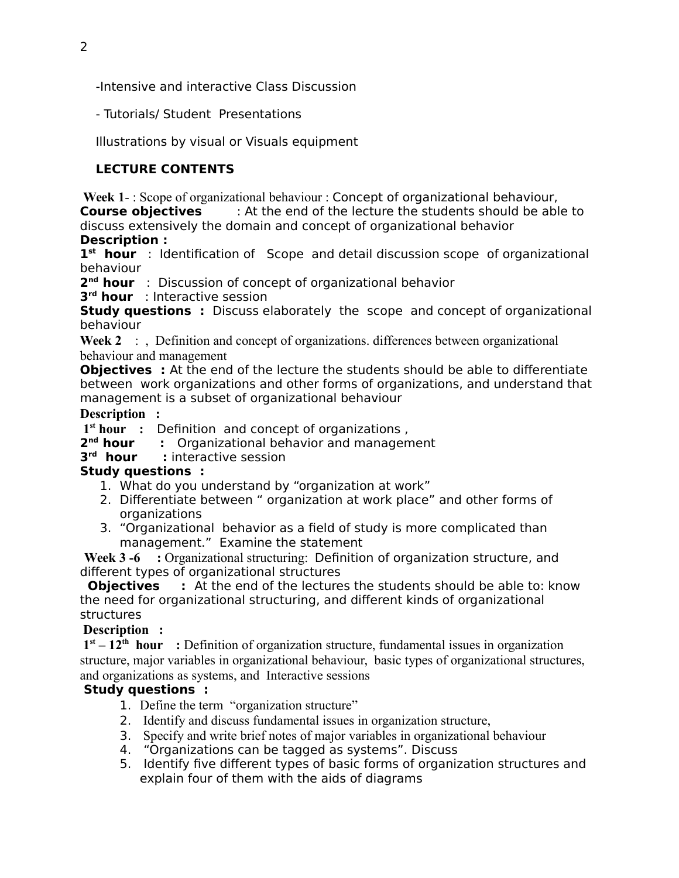-Intensive and interactive Class Discussion

- Tutorials/ Student Presentations

Illustrations by visual or Visuals equipment

**LECTURE CONTENTS**

**Week 1**- : Scope of organizational behaviour : Concept of organizational behaviour,
**Course objectives** : At the end of the lecture the students should be able to discuss extensively the domain and concept of organizational behavior
**Description :**
**1st hour** : Identification of Scope and detail discussion scope of organizational behaviour
**2nd hour** : Discussion of concept of organizational behavior
**3rd hour** : Interactive session
**Study questions :** Discuss elaborately the scope and concept of organizational behaviour

**Week 2** : , Definition and concept of organizations. differences between organizational behaviour and management
**Objectives :** At the end of the lecture the students should be able to differentiate between work organizations and other forms of organizations, and understand that management is a subset of organizational behaviour
**Description :**
**1st hour :** Definition and concept of organizations ,
**2nd hour :** Organizational behavior and management
**3rd hour :** interactive session
**Study questions :**

1. What do you understand by "organization at work"
2. Differentiate between " organization at work place" and other forms of organizations
3. "Organizational behavior as a field of study is more complicated than management." Examine the statement

**Week 3 -6 :** Organizational structuring: Definition of organization structure, and different types of organizational structures
**Objectives :** At the end of the lectures the students should be able to: know the need for organizational structuring, and different kinds of organizational structures
**Description :**
**1st – 12th hour :** Definition of organization structure, fundamental issues in organization structure, major variables in organizational behaviour, basic types of organizational structures, and organizations as systems, and Interactive sessions
**Study questions :**

1. Define the term "organization structure"
2. Identify and discuss fundamental issues in organization structure,
3. Specify and write brief notes of major variables in organizational behaviour
4. "Organizations can be tagged as systems". Discuss
5. Identify five different types of basic forms of organization structures and explain four of them with the aids of diagrams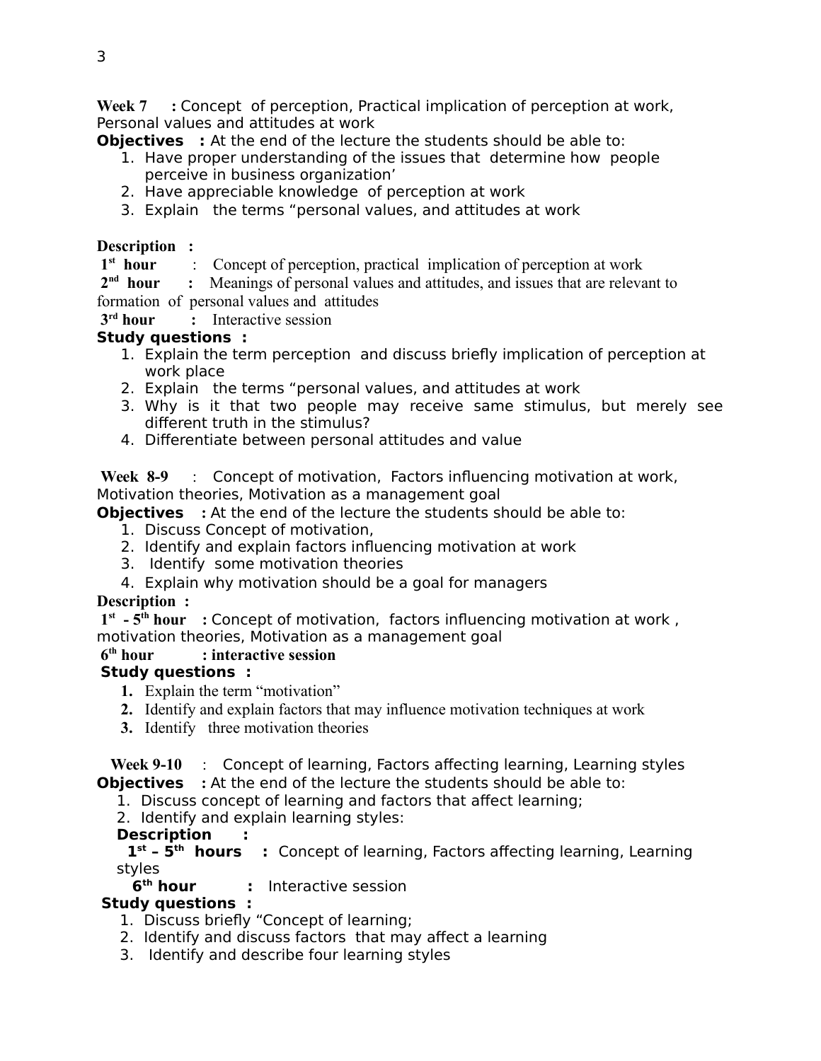**Week 7 :** Concept of perception, Practical implication of perception at work, Personal values and attitudes at work

**Objectives :** At the end of the lecture the students should be able to:

1. Have proper understanding of the issues that determine how people perceive in business organization'
2. Have appreciable knowledge of perception at work
3. Explain the terms "personal values, and attitudes at work

**Description :**

**1st hour** : Concept of perception, practical implication of perception at work

**2nd hour :** Meanings of personal values and attitudes, and issues that are relevant to formation of personal values and attitudes

**3rd hour :** Interactive session

**Study questions :**

1. Explain the term perception and discuss briefly implication of perception at work place
2. Explain the terms "personal values, and attitudes at work
3. Why is it that two people may receive same stimulus, but merely see different truth in the stimulus?
4. Differentiate between personal attitudes and value

**Week 8-9** : Concept of motivation, Factors influencing motivation at work, Motivation theories, Motivation as a management goal

**Objectives :** At the end of the lecture the students should be able to:

1. Discuss Concept of motivation,
2. Identify and explain factors influencing motivation at work
3. Identify some motivation theories
4. Explain why motivation should be a goal for managers

**Description :**

**1st - 5th hour :** Concept of motivation, factors influencing motivation at work , motivation theories, Motivation as a management goal

**6th hour : interactive session**

**Study questions :**

1. Explain the term "motivation"
2. Identify and explain factors that may influence motivation techniques at work
3. Identify three motivation theories

**Week 9-10** : Concept of learning, Factors affecting learning, Learning styles

**Objectives :** At the end of the lecture the students should be able to:

1. Discuss concept of learning and factors that affect learning;
2. Identify and explain learning styles:

**Description :**

**1st – 5th hours :** Concept of learning, Factors affecting learning, Learning styles

**6th hour :** Interactive session

**Study questions :**

1. Discuss briefly "Concept of learning;
2. Identify and discuss factors that may affect a learning
3. Identify and describe four learning styles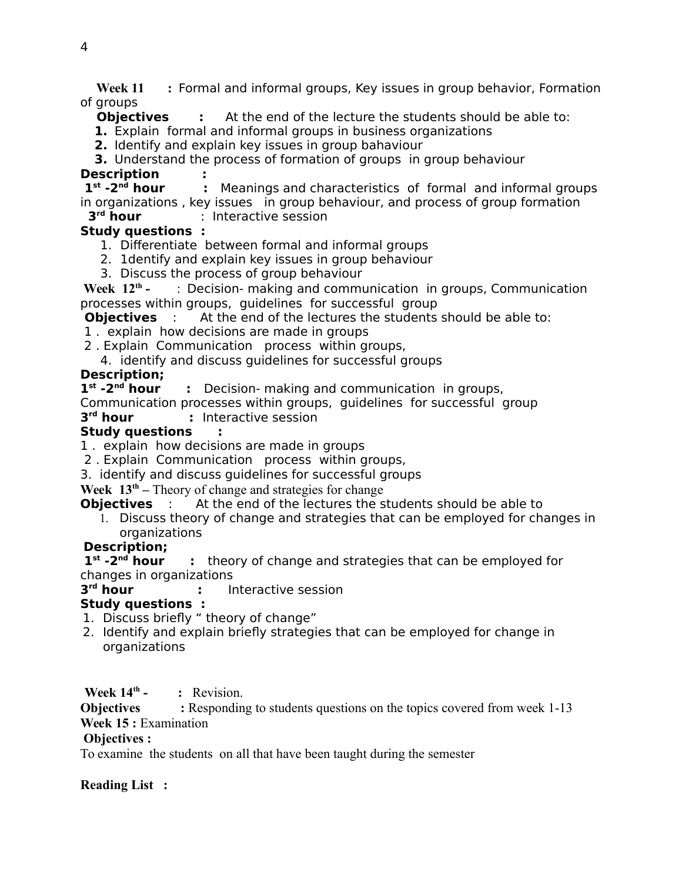**Week 11 :** Formal and informal groups, Key issues in group behavior, Formation of groups

**Objectives :** At the end of the lecture the students should be able to:

1. Explain formal and informal groups in business organizations
2. Identify and explain key issues in group bahaviour
3. Understand the process of formation of groups in group behaviour

**Description :**

**1st -2nd hour :** Meanings and characteristics of formal and informal groups in organizations , key issues in group behaviour, and process of group formation

**3rd hour** : Interactive session

**Study questions :**

1. Differentiate between formal and informal groups
2. 1dentify and explain key issues in group behaviour
3. Discuss the process of group behaviour

**Week 12th -** : Decision- making and communication in groups, Communication processes within groups, guidelines for successful group

**Objectives** : At the end of the lectures the students should be able to:

1 . explain how decisions are made in groups
2 . Explain Communication process within groups,
4. identify and discuss guidelines for successful groups

**Description;**

**1st -2nd hour :** Decision- making and communication in groups, Communication processes within groups, guidelines for successful group

**3rd hour :** Interactive session

**Study questions :**

1 . explain how decisions are made in groups
2 . Explain Communication process within groups,
3. identify and discuss guidelines for successful groups

**Week 13th –** Theory of change and strategies for change

**Objectives** : At the end of the lectures the students should be able to

1. Discuss theory of change and strategies that can be employed for changes in organizations

**Description;**

**1st -2nd hour :** theory of change and strategies that can be employed for changes in organizations

**3rd hour :** Interactive session

**Study questions :**

1. Discuss briefly " theory of change"
2. Identify and explain briefly strategies that can be employed for change in organizations

**Week 14th - :** Revision.

**Objectives :** Responding to students questions on the topics covered from week 1-13

**Week 15 :** Examination

**Objectives :**

To examine the students on all that have been taught during the semester

**Reading List :**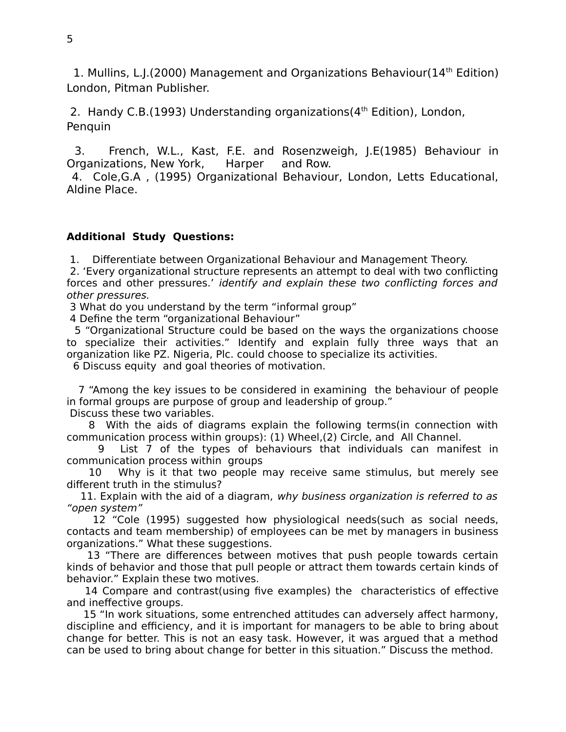1. Mullins, L.J.(2000) Management and Organizations Behaviour(14th Edition) London, Pitman Publisher.

2. Handy C.B.(1993) Understanding organizations(4th Edition), London, Penquin

3. French, W.L., Kast, F.E. and Rosenzweigh, J.E(1985) Behaviour in Organizations, New York, Harper and Row.

4. Cole,G.A , (1995) Organizational Behaviour, London, Letts Educational, Aldine Place.

**Additional Study Questions:**

1. Differentiate between Organizational Behaviour and Management Theory.
2. 'Every organizational structure represents an attempt to deal with two conflicting forces and other pressures.' *identify and explain these two conflicting forces and other pressures.*
3. What do you understand by the term "informal group"
4. Define the term "organizational Behaviour"
5. "Organizational Structure could be based on the ways the organizations choose to specialize their activities." Identify and explain fully three ways that an organization like PZ. Nigeria, Plc. could choose to specialize its activities.
6. Discuss equity and goal theories of motivation.
7. "Among the key issues to be considered in examining the behaviour of people in formal groups are purpose of group and leadership of group." Discuss these two variables.
8. With the aids of diagrams explain the following terms(in connection with communication process within groups): (1) Wheel,(2) Circle, and All Channel.
9. List 7 of the types of behaviours that individuals can manifest in communication process within groups
10. Why is it that two people may receive same stimulus, but merely see different truth in the stimulus?
11. Explain with the aid of a diagram, *why business organization is referred to as "open system"*
12. "Cole (1995) suggested how physiological needs(such as social needs, contacts and team membership) of employees can be met by managers in business organizations." What these suggestions.
13. "There are differences between motives that push people towards certain kinds of behavior and those that pull people or attract them towards certain kinds of behavior." Explain these two motives.
14. Compare and contrast(using five examples) the characteristics of effective and ineffective groups.
15. "In work situations, some entrenched attitudes can adversely affect harmony, discipline and efficiency, and it is important for managers to be able to bring about change for better. This is not an easy task. However, it was argued that a method can be used to bring about change for better in this situation." Discuss the method.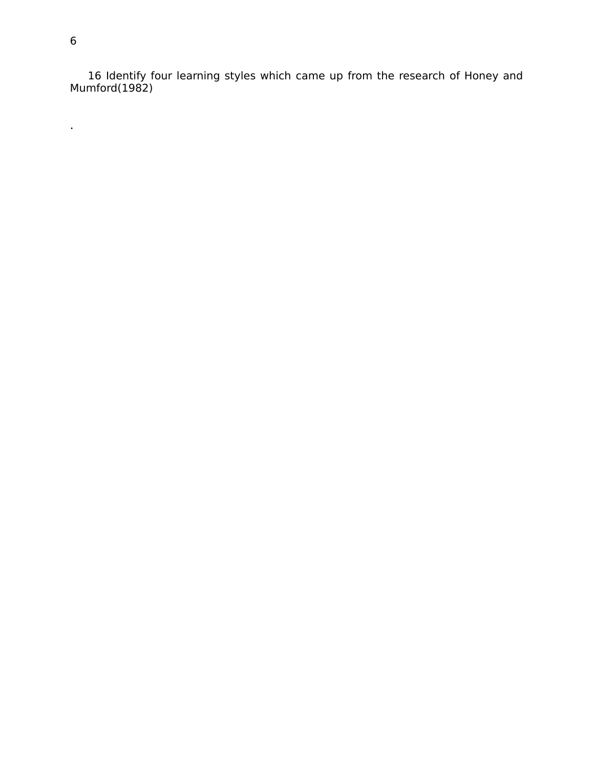16 Identify four learning styles which came up from the research of Honey and Mumford(1982)

.